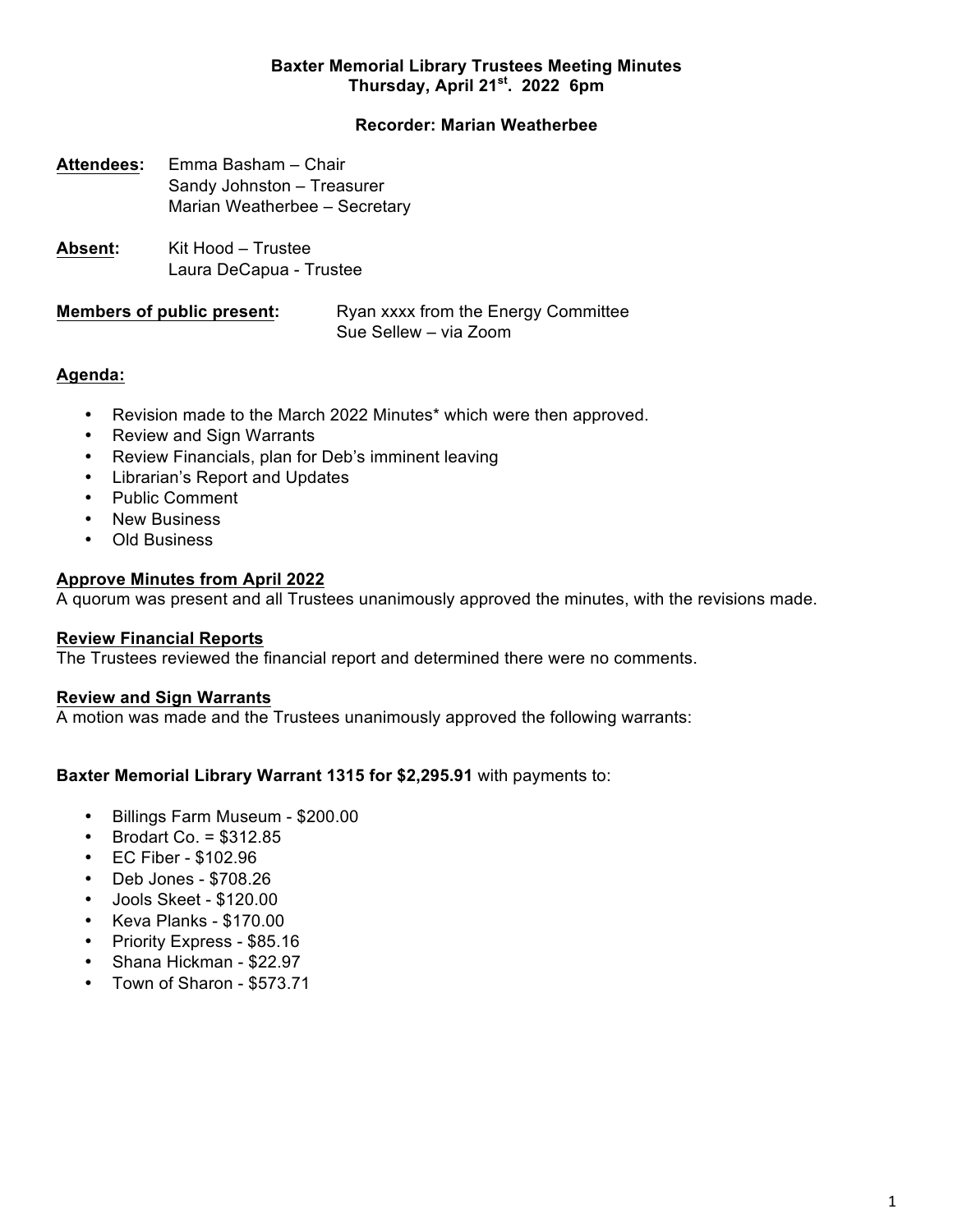**Baxter Memorial Library Trustees Meeting Minutes**
**Thursday, April 21st. 2022 6pm**

**Recorder: Marian Weatherbee**

**Attendees:** Emma Basham – Chair
Sandy Johnston – Treasurer
Marian Weatherbee – Secretary

**Absent:** Kit Hood – Trustee
Laura DeCapua - Trustee

**Members of public present:** Ryan xxxx from the Energy Committee
Sue Sellew – via Zoom

**Agenda:**

- Revision made to the March 2022 Minutes* which were then approved.
- Review and Sign Warrants
- Review Financials, plan for Deb's imminent leaving
- Librarian's Report and Updates
- Public Comment
- New Business
- Old Business

**Approve Minutes from April 2022**

A quorum was present and all Trustees unanimously approved the minutes, with the revisions made.

**Review Financial Reports**

The Trustees reviewed the financial report and determined there were no comments.

**Review and Sign Warrants**

A motion was made and the Trustees unanimously approved the following warrants:

**Baxter Memorial Library Warrant 1315 for $2,295.91** with payments to:

- Billings Farm Museum - $200.00
- Brodart Co. = $312.85
- EC Fiber - $102.96
- Deb Jones - $708.26
- Jools Skeet - $120.00
- Keva Planks - $170.00
- Priority Express - $85.16
- Shana Hickman - $22.97
- Town of Sharon - $573.71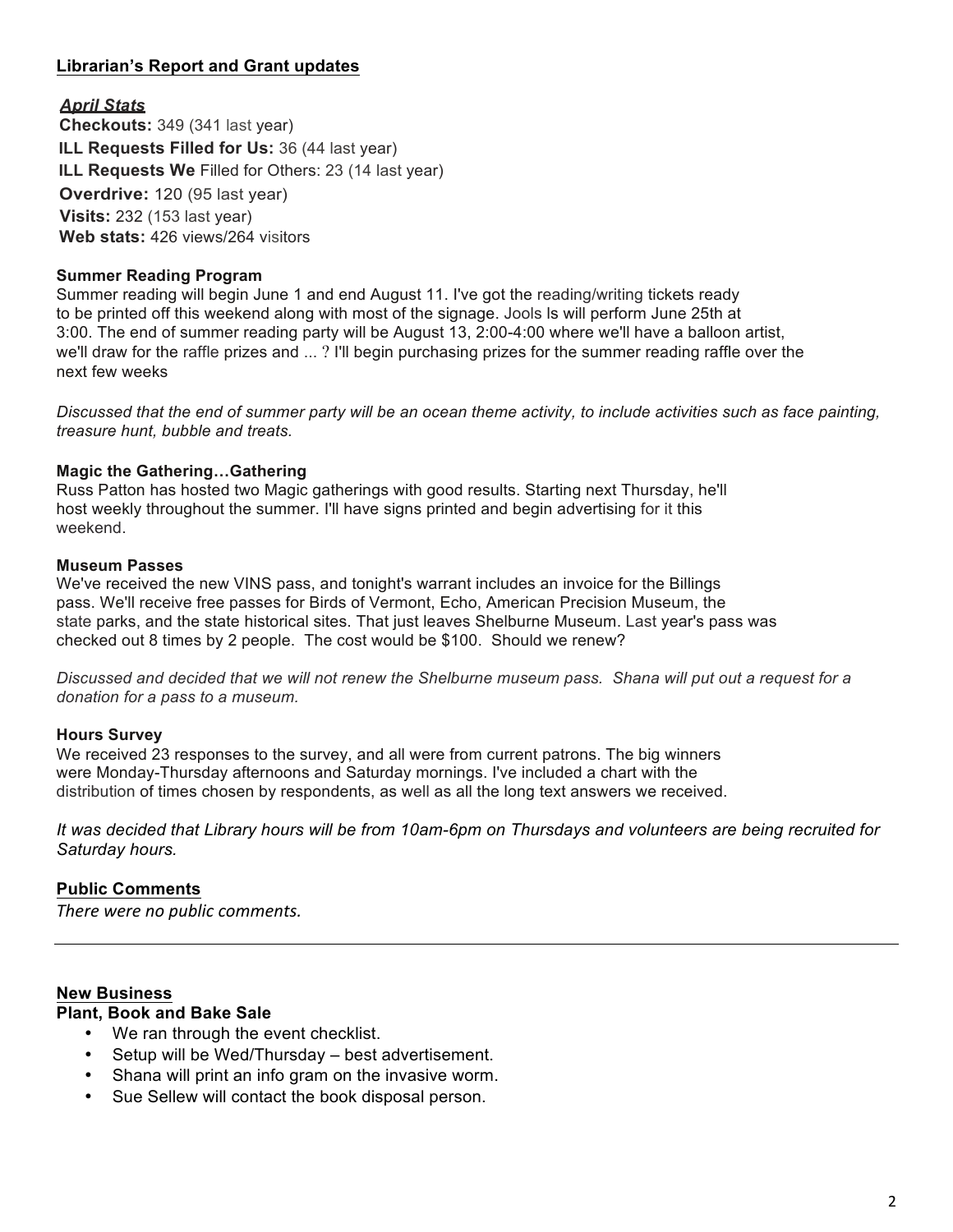## Librarian's Report and Grant updates

***April Stats***

**Checkouts:** 349 (341 last year)
**ILL Requests Filled for Us:** 36 (44 last year)
**ILL Requests We** Filled for Others: 23 (14 last year)
**Overdrive:** 120 (95 last year)
**Visits:** 232 (153 last year)
**Web stats:** 426 views/264 visitors

### Summer Reading Program

Summer reading will begin June 1 and end August 11. I've got the reading/writing tickets ready to be printed off this weekend along with most of the signage. Jools Is will perform June 25th at 3:00. The end of summer reading party will be August 13, 2:00-4:00 where we'll have a balloon artist, we'll draw for the raffle prizes and ... ? I'll begin purchasing prizes for the summer reading raffle over the next few weeks

*Discussed that the end of summer party will be an ocean theme activity, to include activities such as face painting, treasure hunt, bubble and treats.*

### Magic the Gathering…Gathering

Russ Patton has hosted two Magic gatherings with good results. Starting next Thursday, he'll host weekly throughout the summer. I'll have signs printed and begin advertising for it this weekend.

### Museum Passes

We've received the new VINS pass, and tonight's warrant includes an invoice for the Billings pass. We'll receive free passes for Birds of Vermont, Echo, American Precision Museum, the state parks, and the state historical sites. That just leaves Shelburne Museum. Last year's pass was checked out 8 times by 2 people. The cost would be $100. Should we renew?

*Discussed and decided that we will not renew the Shelburne museum pass. Shana will put out a request for a donation for a pass to a museum.*

### Hours Survey

We received 23 responses to the survey, and all were from current patrons. The big winners were Monday-Thursday afternoons and Saturday mornings. I've included a chart with the distribution of times chosen by respondents, as well as all the long text answers we received.

*It was decided that Library hours will be from 10am-6pm on Thursdays and volunteers are being recruited for Saturday hours.*

## Public Comments

*There were no public comments.*

---

## New Business

### Plant, Book and Bake Sale

- We ran through the event checklist.
- Setup will be Wed/Thursday – best advertisement.
- Shana will print an info gram on the invasive worm.
- Sue Sellew will contact the book disposal person.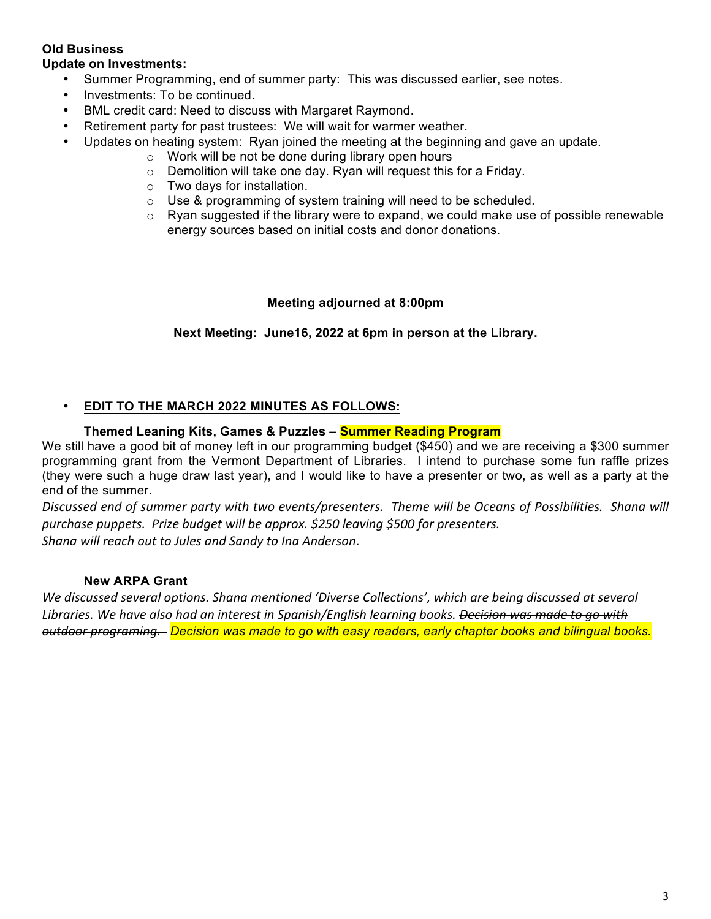**Old Business**

**Update on Investments:**

- Summer Programming, end of summer party: This was discussed earlier, see notes.
- Investments: To be continued.
- BML credit card: Need to discuss with Margaret Raymond.
- Retirement party for past trustees: We will wait for warmer weather.
- Updates on heating system: Ryan joined the meeting at the beginning and gave an update.
  - Work will be not be done during library open hours
  - Demolition will take one day. Ryan will request this for a Friday.
  - Two days for installation.
  - Use & programming of system training will need to be scheduled.
  - Ryan suggested if the library were to expand, we could make use of possible renewable energy sources based on initial costs and donor donations.

**Meeting adjourned at 8:00pm**

**Next Meeting: June16, 2022 at 6pm in person at the Library.**

- **EDIT TO THE MARCH 2022 MINUTES AS FOLLOWS:**

**~~Themed Leaning Kits, Games & Puzzles~~ – Summer Reading Program**

We still have a good bit of money left in our programming budget ($450) and we are receiving a $300 summer programming grant from the Vermont Department of Libraries. I intend to purchase some fun raffle prizes (they were such a huge draw last year), and I would like to have a presenter or two, as well as a party at the end of the summer.

*Discussed end of summer party with two events/presenters. Theme will be Oceans of Possibilities. Shana will purchase puppets. Prize budget will be approx. $250 leaving $500 for presenters.*
*Shana will reach out to Jules and Sandy to Ina Anderson.*

**New ARPA Grant**

*We discussed several options. Shana mentioned 'Diverse Collections', which are being discussed at several Libraries. We have also had an interest in Spanish/English learning books. ~~Decision was made to go with outdoor programing.~~ Decision was made to go with easy readers, early chapter books and bilingual books.*